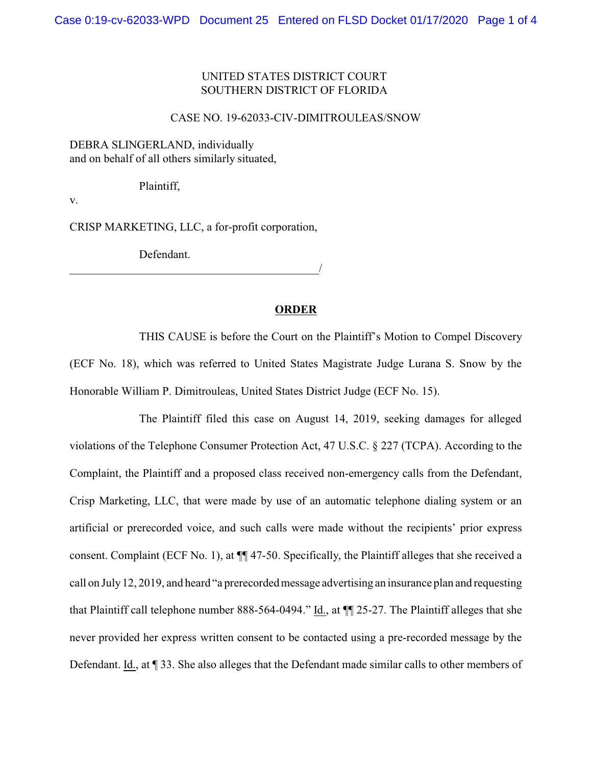UNITED STATES DISTRICT COURT
SOUTHERN DISTRICT OF FLORIDA

CASE NO. 19-62033-CIV-DIMITROULEAS/SNOW

DEBRA SLINGERLAND, individually
and on behalf of all others similarly situated,

Plaintiff,

v.

CRISP MARKETING, LLC, a for-profit corporation,

Defendant.
_____________________________________________/

## ORDER

THIS CAUSE is before the Court on the Plaintiff's Motion to Compel Discovery (ECF No. 18), which was referred to United States Magistrate Judge Lurana S. Snow by the Honorable William P. Dimitrouleas, United States District Judge (ECF No. 15).

The Plaintiff filed this case on August 14, 2019, seeking damages for alleged violations of the Telephone Consumer Protection Act, 47 U.S.C. § 227 (TCPA). According to the Complaint, the Plaintiff and a proposed class received non-emergency calls from the Defendant, Crisp Marketing, LLC, that were made by use of an automatic telephone dialing system or an artificial or prerecorded voice, and such calls were made without the recipients' prior express consent. Complaint (ECF No. 1), at ¶¶ 47-50. Specifically, the Plaintiff alleges that she received a call on July 12, 2019, and heard "a prerecorded message advertising an insurance plan and requesting that Plaintiff call telephone number 888-564-0494." Id., at ¶¶ 25-27. The Plaintiff alleges that she never provided her express written consent to be contacted using a pre-recorded message by the Defendant. Id., at ¶ 33. She also alleges that the Defendant made similar calls to other members of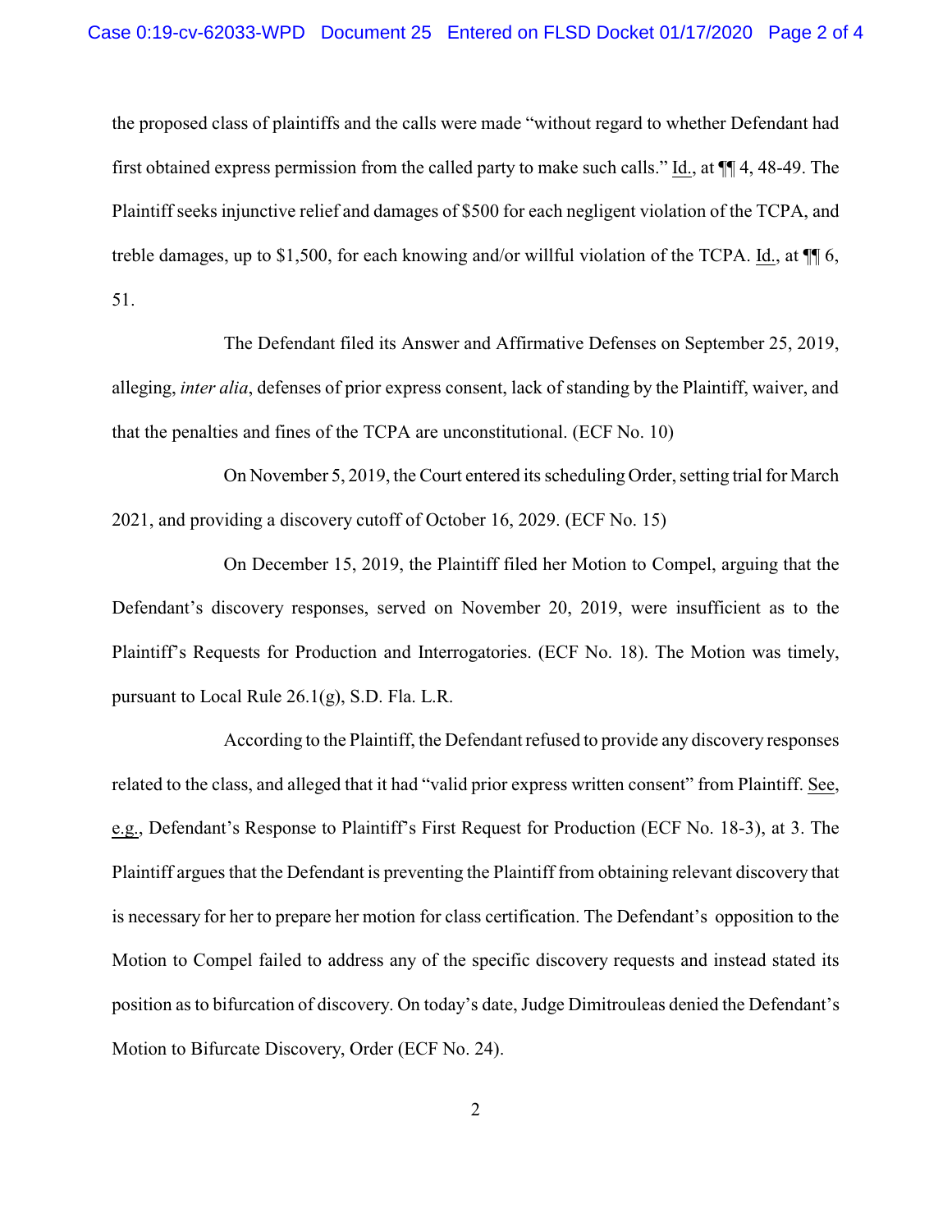the proposed class of plaintiffs and the calls were made "without regard to whether Defendant had first obtained express permission from the called party to make such calls." Id., at ¶¶ 4, 48-49. The Plaintiff seeks injunctive relief and damages of $500 for each negligent violation of the TCPA, and treble damages, up to $1,500, for each knowing and/or willful violation of the TCPA. Id., at ¶¶ 6, 51.

The Defendant filed its Answer and Affirmative Defenses on September 25, 2019, alleging, *inter alia*, defenses of prior express consent, lack of standing by the Plaintiff, waiver, and that the penalties and fines of the TCPA are unconstitutional. (ECF No. 10)

On November 5, 2019, the Court entered its scheduling Order, setting trial for March 2021, and providing a discovery cutoff of October 16, 2029. (ECF No. 15)

On December 15, 2019, the Plaintiff filed her Motion to Compel, arguing that the Defendant's discovery responses, served on November 20, 2019, were insufficient as to the Plaintiff's Requests for Production and Interrogatories. (ECF No. 18). The Motion was timely, pursuant to Local Rule 26.1(g), S.D. Fla. L.R.

According to the Plaintiff, the Defendant refused to provide any discovery responses related to the class, and alleged that it had "valid prior express written consent" from Plaintiff. See, e.g., Defendant's Response to Plaintiff's First Request for Production (ECF No. 18-3), at 3. The Plaintiff argues that the Defendant is preventing the Plaintiff from obtaining relevant discovery that is necessary for her to prepare her motion for class certification. The Defendant's opposition to the Motion to Compel failed to address any of the specific discovery requests and instead stated its position as to bifurcation of discovery. On today's date, Judge Dimitrouleas denied the Defendant's Motion to Bifurcate Discovery, Order (ECF No. 24).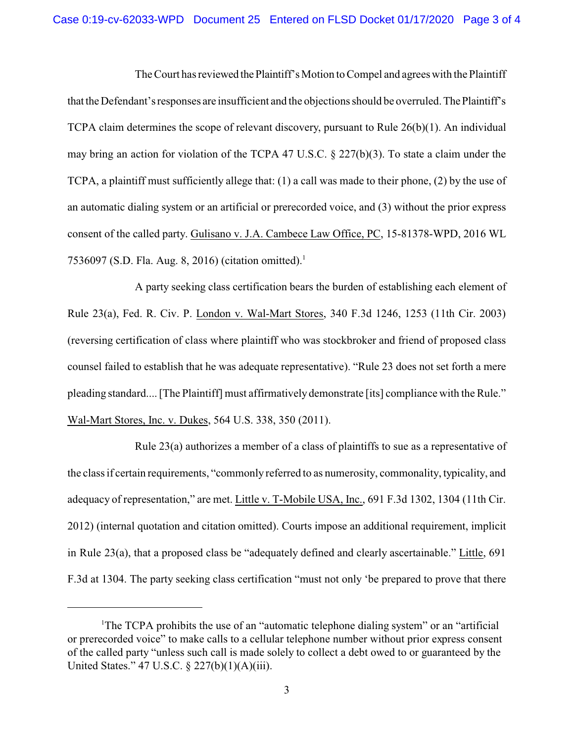The Court has reviewed the Plaintiff's Motion to Compel and agrees with the Plaintiff that the Defendant's responses are insufficient and the objections should be overruled. The Plaintiff's TCPA claim determines the scope of relevant discovery, pursuant to Rule 26(b)(1). An individual may bring an action for violation of the TCPA 47 U.S.C. § 227(b)(3). To state a claim under the TCPA, a plaintiff must sufficiently allege that: (1) a call was made to their phone, (2) by the use of an automatic dialing system or an artificial or prerecorded voice, and (3) without the prior express consent of the called party. Gulisano v. J.A. Cambece Law Office, PC, 15-81378-WPD, 2016 WL 7536097 (S.D. Fla. Aug. 8, 2016) (citation omitted).[1]

A party seeking class certification bears the burden of establishing each element of Rule 23(a), Fed. R. Civ. P. London v. Wal-Mart Stores, 340 F.3d 1246, 1253 (11th Cir. 2003) (reversing certification of class where plaintiff who was stockbroker and friend of proposed class counsel failed to establish that he was adequate representative). "Rule 23 does not set forth a mere pleading standard.... [The Plaintiff] must affirmatively demonstrate [its] compliance with the Rule." Wal-Mart Stores, Inc. v. Dukes, 564 U.S. 338, 350 (2011).

Rule 23(a) authorizes a member of a class of plaintiffs to sue as a representative of the class if certain requirements, "commonly referred to as numerosity, commonality, typicality, and adequacy of representation," are met. Little v. T-Mobile USA, Inc., 691 F.3d 1302, 1304 (11th Cir. 2012) (internal quotation and citation omitted). Courts impose an additional requirement, implicit in Rule 23(a), that a proposed class be "adequately defined and clearly ascertainable." Little, 691 F.3d at 1304. The party seeking class certification "must not only 'be prepared to prove that there

---

[1] The TCPA prohibits the use of an "automatic telephone dialing system" or an "artificial or prerecorded voice" to make calls to a cellular telephone number without prior express consent of the called party "unless such call is made solely to collect a debt owed to or guaranteed by the United States." 47 U.S.C. § 227(b)(1)(A)(iii).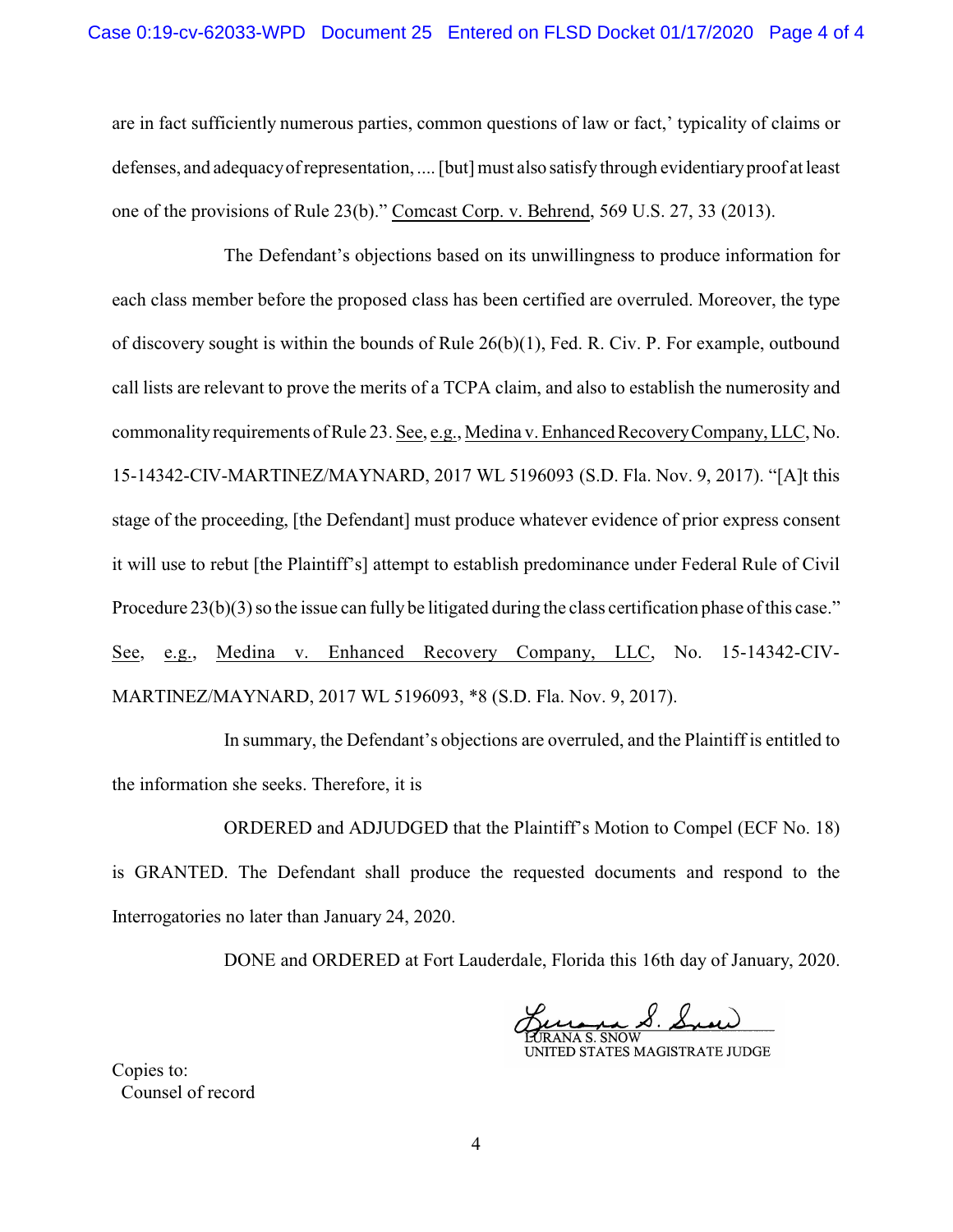are in fact sufficiently numerous parties, common questions of law or fact,' typicality of claims or defenses, and adequacy of representation, .... [but] must also satisfy through evidentiary proof at least one of the provisions of Rule 23(b)." Comcast Corp. v. Behrend, 569 U.S. 27, 33 (2013).

The Defendant's objections based on its unwillingness to produce information for each class member before the proposed class has been certified are overruled. Moreover, the type of discovery sought is within the bounds of Rule 26(b)(1), Fed. R. Civ. P. For example, outbound call lists are relevant to prove the merits of a TCPA claim, and also to establish the numerosity and commonality requirements of Rule 23. See, e.g., Medina v. Enhanced Recovery Company, LLC, No. 15-14342-CIV-MARTINEZ/MAYNARD, 2017 WL 5196093 (S.D. Fla. Nov. 9, 2017). "[A]t this stage of the proceeding, [the Defendant] must produce whatever evidence of prior express consent it will use to rebut [the Plaintiff's] attempt to establish predominance under Federal Rule of Civil Procedure 23(b)(3) so the issue can fully be litigated during the class certification phase of this case." See, e.g., Medina v. Enhanced Recovery Company, LLC, No. 15-14342-CIV-MARTINEZ/MAYNARD, 2017 WL 5196093, *8 (S.D. Fla. Nov. 9, 2017).

In summary, the Defendant's objections are overruled, and the Plaintiff is entitled to the information she seeks. Therefore, it is

ORDERED and ADJUDGED that the Plaintiff's Motion to Compel (ECF No. 18) is GRANTED. The Defendant shall produce the requested documents and respond to the Interrogatories no later than January 24, 2020.

DONE and ORDERED at Fort Lauderdale, Florida this 16th day of January, 2020.

LURANA S. SNOW
UNITED STATES MAGISTRATE JUDGE

Copies to:
Counsel of record